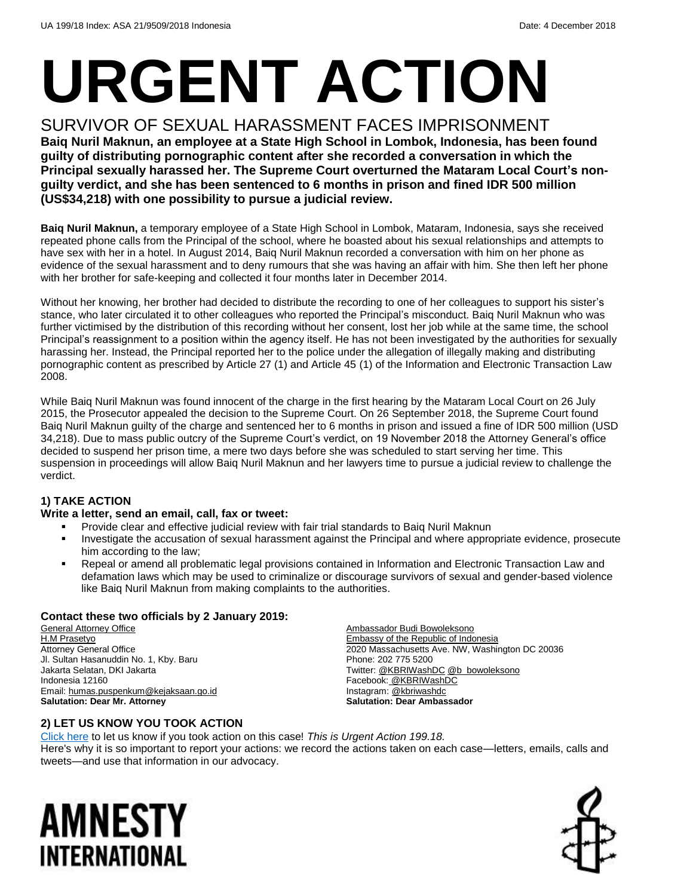UA 199/18 Index: ASA 21/9509/2018 Indonesia Date: 4 December 2018

# URGENT ACTION

## SURVIVOR OF SEXUAL HARASSMENT FACES IMPRISONMENT

**Baiq Nuril Maknun, an employee at a State High School in Lombok, Indonesia, has been found guilty of distributing pornographic content after she recorded a conversation in which the Principal sexually harassed her. The Supreme Court overturned the Mataram Local Court's non-guilty verdict, and she has been sentenced to 6 months in prison and fined IDR 500 million (US$34,218) with one possibility to pursue a judicial review.**

**Baiq Nuril Maknun,** a temporary employee of a State High School in Lombok, Mataram, Indonesia, says she received repeated phone calls from the Principal of the school, where he boasted about his sexual relationships and attempts to have sex with her in a hotel. In August 2014, Baiq Nuril Maknun recorded a conversation with him on her phone as evidence of the sexual harassment and to deny rumours that she was having an affair with him. She then left her phone with her brother for safe-keeping and collected it four months later in December 2014.

Without her knowing, her brother had decided to distribute the recording to one of her colleagues to support his sister's stance, who later circulated it to other colleagues who reported the Principal's misconduct. Baiq Nuril Maknun who was further victimised by the distribution of this recording without her consent, lost her job while at the same time, the school Principal's reassignment to a position within the agency itself. He has not been investigated by the authorities for sexually harassing her. Instead, the Principal reported her to the police under the allegation of illegally making and distributing pornographic content as prescribed by Article 27 (1) and Article 45 (1) of the Information and Electronic Transaction Law 2008.

While Baiq Nuril Maknun was found innocent of the charge in the first hearing by the Mataram Local Court on 26 July 2015, the Prosecutor appealed the decision to the Supreme Court. On 26 September 2018, the Supreme Court found Baiq Nuril Maknun guilty of the charge and sentenced her to 6 months in prison and issued a fine of IDR 500 million (USD 34,218). Due to mass public outcry of the Supreme Court's verdict, on 19 November 2018 the Attorney General's office decided to suspend her prison time, a mere two days before she was scheduled to start serving her time. This suspension in proceedings will allow Baiq Nuril Maknun and her lawyers time to pursue a judicial review to challenge the verdict.

### 1) TAKE ACTION

**Write a letter, send an email, call, fax or tweet:**

- Provide clear and effective judicial review with fair trial standards to Baiq Nuril Maknun
- Investigate the accusation of sexual harassment against the Principal and where appropriate evidence, prosecute him according to the law;
- Repeal or amend all problematic legal provisions contained in Information and Electronic Transaction Law and defamation laws which may be used to criminalize or discourage survivors of sexual and gender-based violence like Baiq Nuril Maknun from making complaints to the authorities.

**Contact these two officials by 2 January 2019:**

General Attorney Office
H.M Prasetyo
Attorney General Office
Jl. Sultan Hasanuddin No. 1, Kby. Baru
Jakarta Selatan, DKI Jakarta
Indonesia 12160
Email: humas.puspenkum@kejaksaan.go.id
**Salutation: Dear Mr. Attorney**

Ambassador Budi Bowoleksono
Embassy of the Republic of Indonesia
2020 Massachusetts Ave. NW, Washington DC 20036
Phone: 202 775 5200
Twitter: @KBRIWashDC @b_bowoleksono
Facebook: @KBRIWashDC
Instagram: @kbriwashdc
**Salutation: Dear Ambassador**

### 2) LET US KNOW YOU TOOK ACTION

Click here to let us know if you took action on this case! *This is Urgent Action 199.18.*
Here's why it is so important to report your actions: we record the actions taken on each case—letters, emails, calls and tweets—and use that information in our advocacy.

AMNESTY INTERNATIONAL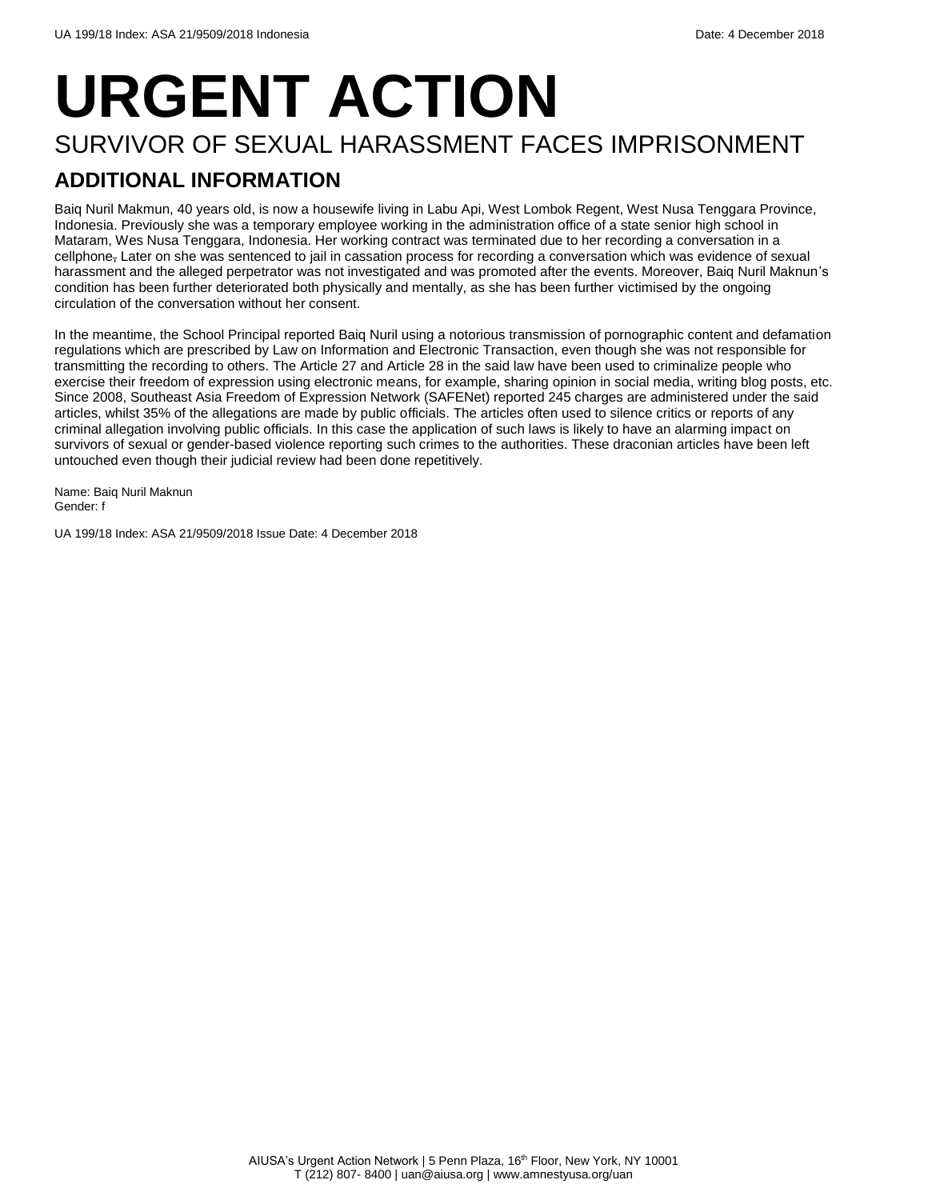# URGENT ACTION

## SURVIVOR OF SEXUAL HARASSMENT FACES IMPRISONMENT

### ADDITIONAL INFORMATION

Baiq Nuril Makmun, 40 years old, is now a housewife living in Labu Api, West Lombok Regent, West Nusa Tenggara Province, Indonesia. Previously she was a temporary employee working in the administration office of a state senior high school in Mataram, Wes Nusa Tenggara, Indonesia. Her working contract was terminated due to her recording a conversation in a cellphone. Later on she was sentenced to jail in cassation process for recording a conversation which was evidence of sexual harassment and the alleged perpetrator was not investigated and was promoted after the events. Moreover, Baiq Nuril Maknun's condition has been further deteriorated both physically and mentally, as she has been further victimised by the ongoing circulation of the conversation without her consent.

In the meantime, the School Principal reported Baiq Nuril using a notorious transmission of pornographic content and defamation regulations which are prescribed by Law on Information and Electronic Transaction, even though she was not responsible for transmitting the recording to others. The Article 27 and Article 28 in the said law have been used to criminalize people who exercise their freedom of expression using electronic means, for example, sharing opinion in social media, writing blog posts, etc. Since 2008, Southeast Asia Freedom of Expression Network (SAFENet) reported 245 charges are administered under the said articles, whilst 35% of the allegations are made by public officials. The articles often used to silence critics or reports of any criminal allegation involving public officials. In this case the application of such laws is likely to have an alarming impact on survivors of sexual or gender-based violence reporting such crimes to the authorities. These draconian articles have been left untouched even though their judicial review had been done repetitively.

Name: Baiq Nuril Maknun
Gender: f

UA 199/18 Index: ASA 21/9509/2018 Issue Date: 4 December 2018